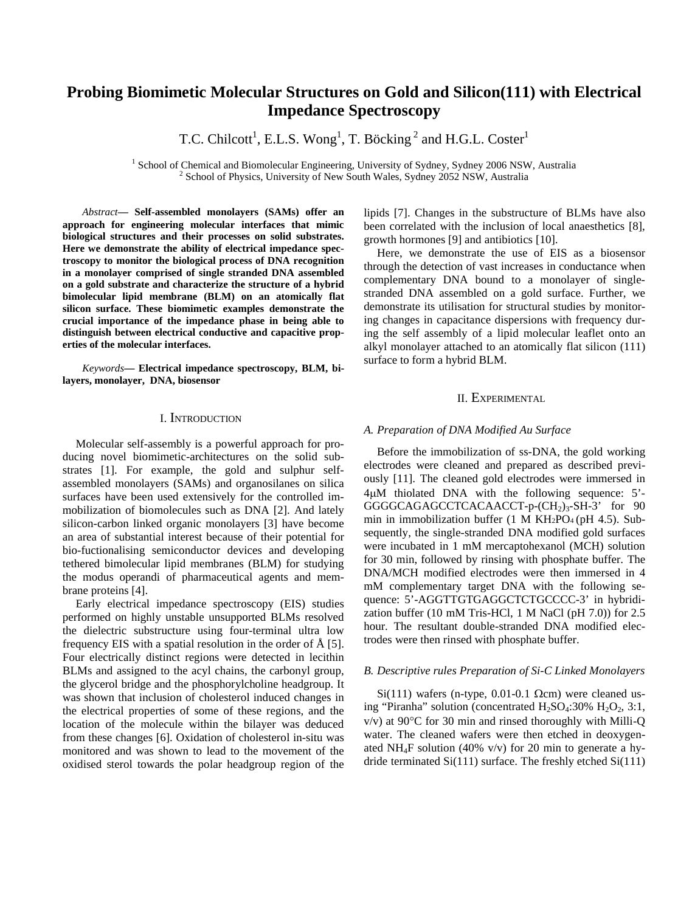# Probing Biomimetic Molecular Structures on Gold and Silicon(111) with Electrical Impedance Spectroscopy

T.C. Chilcott[1], E.L.S. Wong[1], T. Böcking [2] and H.G.L. Coster[1]

[1] School of Chemical and Biomolecular Engineering, University of Sydney, Sydney 2006 NSW, Australia
[2] School of Physics, University of New South Wales, Sydney 2052 NSW, Australia

*Abstract*— **Self-assembled monolayers (SAMs) offer an approach for engineering molecular interfaces that mimic biological structures and their processes on solid substrates. Here we demonstrate the ability of electrical impedance spectroscopy to monitor the biological process of DNA recognition in a monolayer comprised of single stranded DNA assembled on a gold substrate and characterize the structure of a hybrid bimolecular lipid membrane (BLM) on an atomically flat silicon surface. These biomimetic examples demonstrate the crucial importance of the impedance phase in being able to distinguish between electrical conductive and capacitive properties of the molecular interfaces.**

*Keywords*— **Electrical impedance spectroscopy, BLM, bilayers, monolayer, DNA, biosensor**

## I. Introduction

Molecular self-assembly is a powerful approach for producing novel biomimetic-architectures on the solid substrates [1]. For example, the gold and sulphur self-assembled monolayers (SAMs) and organosilanes on silica surfaces have been used extensively for the controlled immobilization of biomolecules such as DNA [2]. And lately silicon-carbon linked organic monolayers [3] have become an area of substantial interest because of their potential for bio-fuctionalising semiconductor devices and developing tethered bimolecular lipid membranes (BLM) for studying the modus operandi of pharmaceutical agents and membrane proteins [4].

Early electrical impedance spectroscopy (EIS) studies performed on highly unstable unsupported BLMs resolved the dielectric substructure using four-terminal ultra low frequency EIS with a spatial resolution in the order of Å [5]. Four electrically distinct regions were detected in lecithin BLMs and assigned to the acyl chains, the carbonyl group, the glycerol bridge and the phosphorylcholine headgroup. It was shown that inclusion of cholesterol induced changes in the electrical properties of some of these regions, and the location of the molecule within the bilayer was deduced from these changes [6]. Oxidation of cholesterol in-situ was monitored and was shown to lead to the movement of the oxidised sterol towards the polar headgroup region of the lipids [7]. Changes in the substructure of BLMs have also been correlated with the inclusion of local anaesthetics [8], growth hormones [9] and antibiotics [10].

Here, we demonstrate the use of EIS as a biosensor through the detection of vast increases in conductance when complementary DNA bound to a monolayer of single-stranded DNA assembled on a gold surface. Further, we demonstrate its utilisation for structural studies by monitoring changes in capacitance dispersions with frequency during the self assembly of a lipid molecular leaflet onto an alkyl monolayer attached to an atomically flat silicon (111) surface to form a hybrid BLM.

## II. Experimental

### *A. Preparation of DNA Modified Au Surface*

Before the immobilization of ss-DNA, the gold working electrodes were cleaned and prepared as described previously [11]. The cleaned gold electrodes were immersed in 4μM thiolated DNA with the following sequence: 5'-GGGGCAGAGCCTCACAACCT-p-$(CH_2)_3$-SH-3' for 90 min in immobilization buffer (1 M $KH_2PO_4$ (pH 4.5). Subsequently, the single-stranded DNA modified gold surfaces were incubated in 1 mM mercaptohexanol (MCH) solution for 30 min, followed by rinsing with phosphate buffer. The DNA/MCH modified electrodes were then immersed in 4 mM complementary target DNA with the following sequence: 5'-AGGTTGTGAGGCTCTGCCCC-3' in hybridization buffer (10 mM Tris-HCl, 1 M NaCl (pH 7.0)) for 2.5 hour. The resultant double-stranded DNA modified electrodes were then rinsed with phosphate buffer.

### *B. Descriptive rules Preparation of Si-C Linked Monolayers*

Si(111) wafers (n-type, 0.01-0.1 Ωcm) were cleaned using "Piranha" solution (concentrated $H_2SO_4$:30% $H_2O_2$, 3:1, v/v) at 90°C for 30 min and rinsed thoroughly with Milli-Q water. The cleaned wafers were then etched in deoxygenated $NH_4F$ solution (40% v/v) for 20 min to generate a hydride terminated Si(111) surface. The freshly etched Si(111)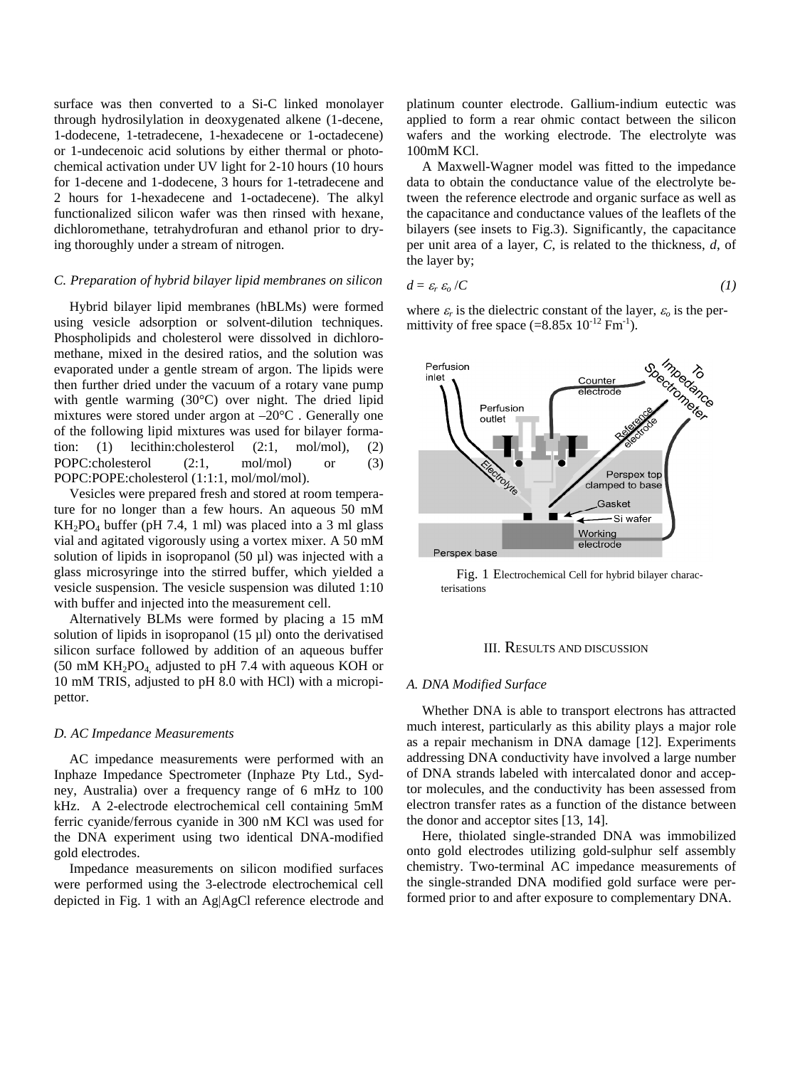surface was then converted to a Si-C linked monolayer through hydrosilylation in deoxygenated alkene (1-decene, 1-dodecene, 1-tetradecene, 1-hexadecene or 1-octadecene) or 1-undecenoic acid solutions by either thermal or photo-chemical activation under UV light for 2-10 hours (10 hours for 1-decene and 1-dodecene, 3 hours for 1-tetradecene and 2 hours for 1-hexadecene and 1-octadecene). The alkyl functionalized silicon wafer was then rinsed with hexane, dichloromethane, tetrahydrofuran and ethanol prior to drying thoroughly under a stream of nitrogen.

### *C. Preparation of hybrid bilayer lipid membranes on silicon*

Hybrid bilayer lipid membranes (hBLMs) were formed using vesicle adsorption or solvent-dilution techniques. Phospholipids and cholesterol were dissolved in dichloromethane, mixed in the desired ratios, and the solution was evaporated under a gentle stream of argon. The lipids were then further dried under the vacuum of a rotary vane pump with gentle warming (30°C) over night. The dried lipid mixtures were stored under argon at –20°C . Generally one of the following lipid mixtures was used for bilayer formation: (1) lecithin:cholesterol (2:1, mol/mol), (2) POPC:cholesterol (2:1, mol/mol) or (3) POPC:POPE:cholesterol (1:1:1, mol/mol/mol).

Vesicles were prepared fresh and stored at room temperature for no longer than a few hours. An aqueous 50 mM $KH_2PO_4$ buffer (pH 7.4, 1 ml) was placed into a 3 ml glass vial and agitated vigorously using a vortex mixer. A 50 mM solution of lipids in isopropanol (50 µl) was injected with a glass microsyringe into the stirred buffer, which yielded a vesicle suspension. The vesicle suspension was diluted 1:10 with buffer and injected into the measurement cell.

Alternatively BLMs were formed by placing a 15 mM solution of lipids in isopropanol (15 µl) onto the derivatised silicon surface followed by addition of an aqueous buffer (50 mM $KH_2PO_4$, adjusted to pH 7.4 with aqueous KOH or 10 mM TRIS, adjusted to pH 8.0 with HCl) with a micropipettor.

### *D. AC Impedance Measurements*

AC impedance measurements were performed with an Inphaze Impedance Spectrometer (Inphaze Pty Ltd., Sydney, Australia) over a frequency range of 6 mHz to 100 kHz. A 2-electrode electrochemical cell containing 5mM ferric cyanide/ferrous cyanide in 300 nM KCl was used for the DNA experiment using two identical DNA-modified gold electrodes.

Impedance measurements on silicon modified surfaces were performed using the 3-electrode electrochemical cell depicted in Fig. 1 with an Ag|AgCl reference electrode and platinum counter electrode. Gallium-indium eutectic was applied to form a rear ohmic contact between the silicon wafers and the working electrode. The electrolyte was 100mM KCl.

A Maxwell-Wagner model was fitted to the impedance data to obtain the conductance value of the electrolyte between the reference electrode and organic surface as well as the capacitance and conductance values of the leaflets of the bilayers (see insets to Fig.3). Significantly, the capacitance per unit area of a layer, $C$, is related to the thickness, $d$, of the layer by;

$$d = \varepsilon_r \, \varepsilon_o / C \qquad (1)$$

where $\varepsilon_r$ is the dielectric constant of the layer, $\varepsilon_o$ is the permittivity of free space ($=8.85\text{x } 10^{-12}$ $Fm^{-1}$).

Perfusion inlet | Counter electrode | To Impedance Spectrometer | Perfusion outlet | Reference electrode | Electrolyte | Perspex top clamped to base | Gasket | Si wafer | Working electrode | Perspex base

Fig. 1 Electrochemical Cell for hybrid bilayer characterisations

## III. Results and discussion

### *A. DNA Modified Surface*

Whether DNA is able to transport electrons has attracted much interest, particularly as this ability plays a major role as a repair mechanism in DNA damage [12]. Experiments addressing DNA conductivity have involved a large number of DNA strands labeled with intercalated donor and acceptor molecules, and the conductivity has been assessed from electron transfer rates as a function of the distance between the donor and acceptor sites [13, 14].

Here, thiolated single-stranded DNA was immobilized onto gold electrodes utilizing gold-sulphur self assembly chemistry. Two-terminal AC impedance measurements of the single-stranded DNA modified gold surface were performed prior to and after exposure to complementary DNA.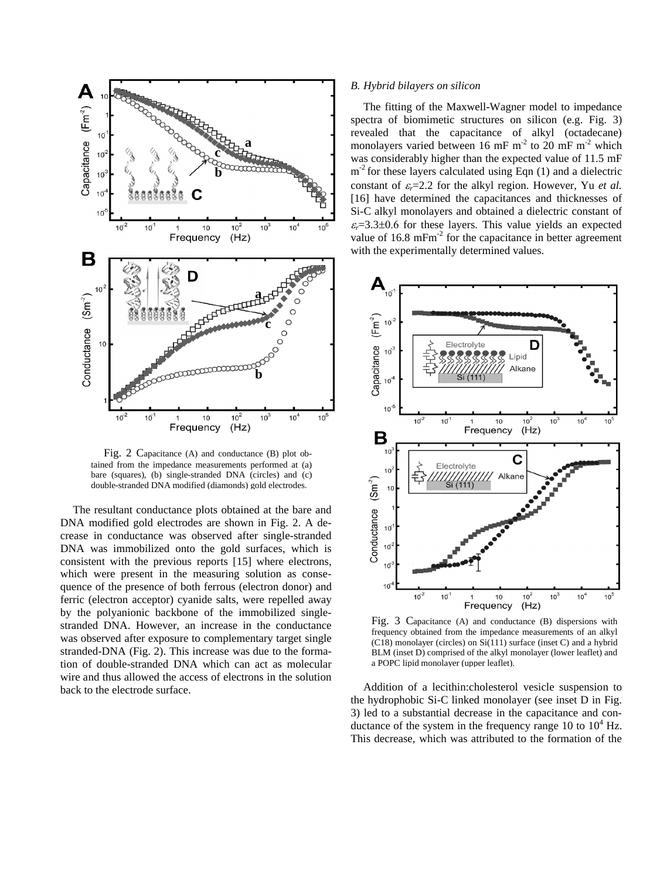Fig. 2 Capacitance (A) and conductance (B) plot obtained from the impedance measurements performed at (a) bare (squares), (b) single-stranded DNA (circles) and (c) double-stranded DNA modified (diamonds) gold electrodes.

The resultant conductance plots obtained at the bare and DNA modified gold electrodes are shown in Fig. 2. A decrease in conductance was observed after single-stranded DNA was immobilized onto the gold surfaces, which is consistent with the previous reports [15] where electrons, which were present in the measuring solution as consequence of the presence of both ferrous (electron donor) and ferric (electron acceptor) cyanide salts, were repelled away by the polyanionic backbone of the immobilized single-stranded DNA. However, an increase in the conductance was observed after exposure to complementary target single stranded-DNA (Fig. 2). This increase was due to the formation of double-stranded DNA which can act as molecular wire and thus allowed the access of electrons in the solution back to the electrode surface.

### *B. Hybrid bilayers on silicon*

The fitting of the Maxwell-Wagner model to impedance spectra of biomimetic structures on silicon (e.g. Fig. 3) revealed that the capacitance of alkyl (octadecane) monolayers varied between 16 mF $m^{-2}$ to 20 mF $m^{-2}$ which was considerably higher than the expected value of 11.5 mF $m^{-2}$ for these layers calculated using Eqn (1) and a dielectric constant of $\varepsilon_r$=2.2 for the alkyl region. However, Yu *et al.* [16] have determined the capacitances and thicknesses of Si-C alkyl monolayers and obtained a dielectric constant of $\varepsilon_r$=3.3±0.6 for these layers. This value yields an expected value of 16.8 $mFm^{-2}$ for the capacitance in better agreement with the experimentally determined values.

Fig. 3 Capacitance (A) and conductance (B) dispersions with frequency obtained from the impedance measurements of an alkyl (C18) monolayer (circles) on Si(111) surface (inset C) and a hybrid BLM (inset D) comprised of the alkyl monolayer (lower leaflet) and a POPC lipid monolayer (upper leaflet).

Addition of a lecithin:cholesterol vesicle suspension to the hydrophobic Si-C linked monolayer (see inset D in Fig. 3) led to a substantial decrease in the capacitance and conductance of the system in the frequency range 10 to $10^4$ Hz. This decrease, which was attributed to the formation of the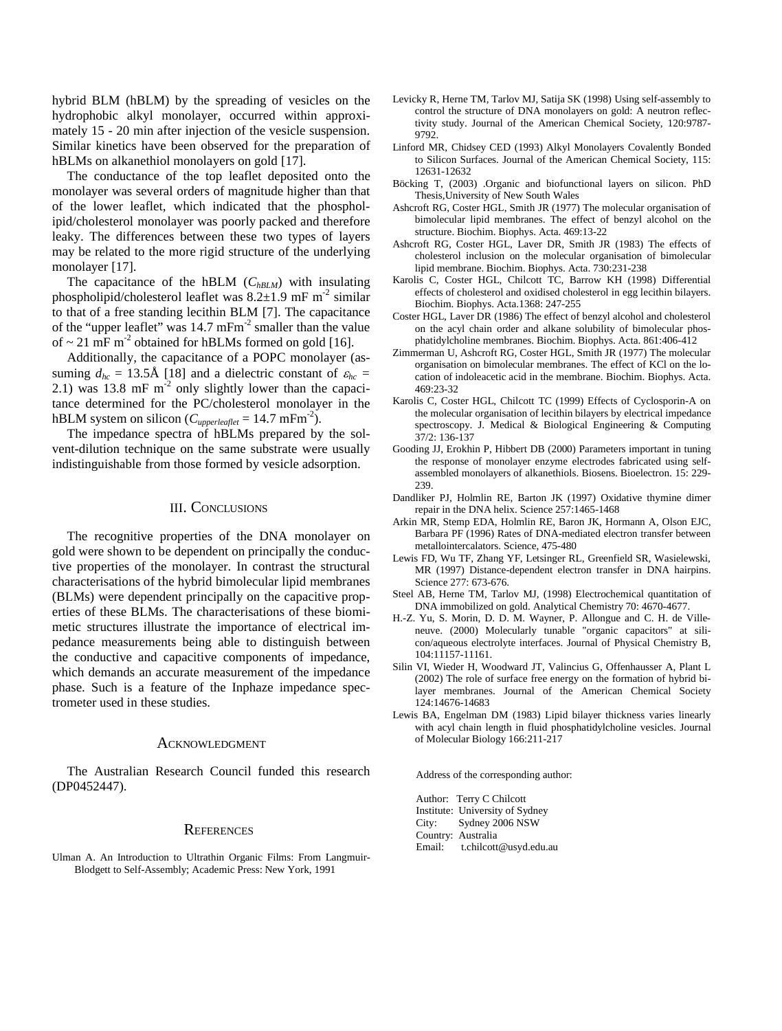hybrid BLM (hBLM) by the spreading of vesicles on the hydrophobic alkyl monolayer, occurred within approximately 15 - 20 min after injection of the vesicle suspension. Similar kinetics have been observed for the preparation of hBLMs on alkanethiol monolayers on gold [17].

The conductance of the top leaflet deposited onto the monolayer was several orders of magnitude higher than that of the lower leaflet, which indicated that the phospholipid/cholesterol monolayer was poorly packed and therefore leaky. The differences between these two types of layers may be related to the more rigid structure of the underlying monolayer [17].

The capacitance of the hBLM ($C_{hBLM}$) with insulating phospholipid/cholesterol leaflet was $8.2\pm1.9$ mF m$^{-2}$ similar to that of a free standing lecithin BLM [7]. The capacitance of the "upper leaflet" was 14.7 mFm$^{-2}$ smaller than the value of ~ 21 mF m$^{-2}$ obtained for hBLMs formed on gold [16].

Additionally, the capacitance of a POPC monolayer (assuming $d_{hc}$ = 13.5Å [18] and a dielectric constant of $\varepsilon_{hc}$ = 2.1) was 13.8 mF m$^{-2}$ only slightly lower than the capacitance determined for the PC/cholesterol monolayer in the hBLM system on silicon ($C_{upperleaflet}$ = 14.7 mFm$^{-2}$).

The impedance spectra of hBLMs prepared by the solvent-dilution technique on the same substrate were usually indistinguishable from those formed by vesicle adsorption.

## III. Conclusions

The recognitive properties of the DNA monolayer on gold were shown to be dependent on principally the conductive properties of the monolayer. In contrast the structural characterisations of the hybrid bimolecular lipid membranes (BLMs) were dependent principally on the capacitive properties of these BLMs. The characterisations of these biomimetic structures illustrate the importance of electrical impedance measurements being able to distinguish between the conductive and capacitive components of impedance, which demands an accurate measurement of the impedance phase. Such is a feature of the Inphaze impedance spectrometer used in these studies.

## Acknowledgment

The Australian Research Council funded this research (DP0452447).

## References

Ulman A. An Introduction to Ultrathin Organic Films: From Langmuir-Blodgett to Self-Assembly; Academic Press: New York, 1991

Levicky R, Herne TM, Tarlov MJ, Satija SK (1998) Using self-assembly to control the structure of DNA monolayers on gold: A neutron reflectivity study. Journal of the American Chemical Society, 120:9787-9792.

Linford MR, Chidsey CED (1993) Alkyl Monolayers Covalently Bonded to Silicon Surfaces. Journal of the American Chemical Society, 115: 12631-12632

Böcking T, (2003) .Organic and biofunctional layers on silicon. PhD Thesis,University of New South Wales

Ashcroft RG, Coster HGL, Smith JR (1977) The molecular organisation of bimolecular lipid membranes. The effect of benzyl alcohol on the structure. Biochim. Biophys. Acta. 469:13-22

Ashcroft RG, Coster HGL, Laver DR, Smith JR (1983) The effects of cholesterol inclusion on the molecular organisation of bimolecular lipid membrane. Biochim. Biophys. Acta. 730:231-238

Karolis C, Coster HGL, Chilcott TC, Barrow KH (1998) Differential effects of cholesterol and oxidised cholesterol in egg lecithin bilayers. Biochim. Biophys. Acta.1368: 247-255

Coster HGL, Laver DR (1986) The effect of benzyl alcohol and cholesterol on the acyl chain order and alkane solubility of bimolecular phosphatidylcholine membranes. Biochim. Biophys. Acta. 861:406-412

Zimmerman U, Ashcroft RG, Coster HGL, Smith JR (1977) The molecular organisation on bimolecular membranes. The effect of KCl on the location of indoleacetic acid in the membrane. Biochim. Biophys. Acta. 469:23-32

Karolis C, Coster HGL, Chilcott TC (1999) Effects of Cyclosporin-A on the molecular organisation of lecithin bilayers by electrical impedance spectroscopy. J. Medical & Biological Engineering & Computing 37/2: 136-137

Gooding JJ, Erokhin P, Hibbert DB (2000) Parameters important in tuning the response of monolayer enzyme electrodes fabricated using self-assembled monolayers of alkanethiols. Biosens. Bioelectron. 15: 229-239.

Dandliker PJ, Holmlin RE, Barton JK (1997) Oxidative thymine dimer repair in the DNA helix. Science 257:1465-1468

Arkin MR, Stemp EDA, Holmlin RE, Baron JK, Hormann A, Olson EJC, Barbara PF (1996) Rates of DNA-mediated electron transfer between metallointercalators. Science, 475-480

Lewis FD, Wu TF, Zhang YF, Letsinger RL, Greenfield SR, Wasielewski, MR (1997) Distance-dependent electron transfer in DNA hairpins. Science 277: 673-676.

Steel AB, Herne TM, Tarlov MJ, (1998) Electrochemical quantitation of DNA immobilized on gold. Analytical Chemistry 70: 4670-4677.

H.-Z. Yu, S. Morin, D. D. M. Wayner, P. Allongue and C. H. de Villeneuve. (2000) Molecularly tunable "organic capacitors" at silicon/aqueous electrolyte interfaces. Journal of Physical Chemistry B, 104:11157-11161.

Silin VI, Wieder H, Woodward JT, Valincius G, Offenhausser A, Plant L (2002) The role of surface free energy on the formation of hybrid bilayer membranes. Journal of the American Chemical Society 124:14676-14683

Lewis BA, Engelman DM (1983) Lipid bilayer thickness varies linearly with acyl chain length in fluid phosphatidylcholine vesicles. Journal of Molecular Biology 166:211-217

Address of the corresponding author:

Author: Terry C Chilcott
Institute: University of Sydney
City: Sydney 2006 NSW
Country: Australia
Email: t.chilcott@usyd.edu.au